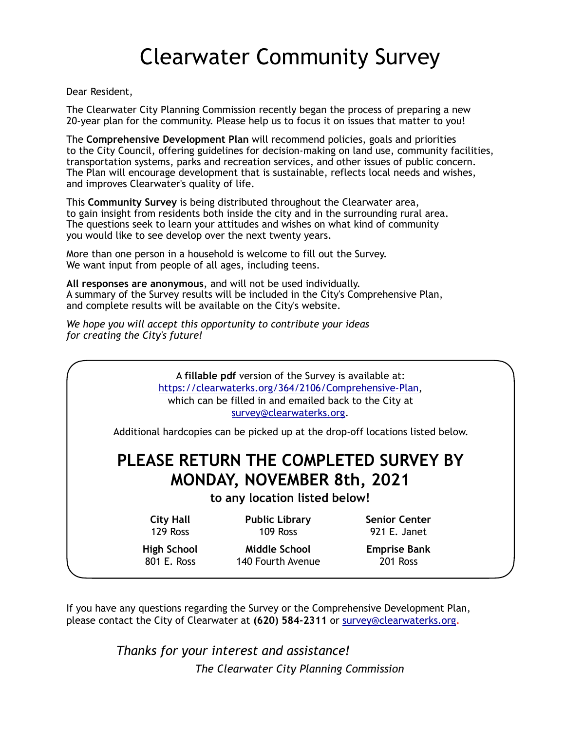# Clearwater Community Survey

Dear Resident,

The Clearwater City Planning Commission recently began the process of preparing a new 20-year plan for the community. Please help us to focus it on issues that matter to you!

The **Comprehensive Development Plan** will recommend policies, goals and priorities to the City Council, offering guidelines for decision-making on land use, community facilities, transportation systems, parks and recreation services, and other issues of public concern. The Plan will encourage development that is sustainable, reflects local needs and wishes, and improves Clearwater's quality of life.

This **Community Survey** is being distributed throughout the Clearwater area, to gain insight from residents both inside the city and in the surrounding rural area. The questions seek to learn your attitudes and wishes on what kind of community you would like to see develop over the next twenty years.

More than one person in a household is welcome to fill out the Survey. We want input from people of all ages, including teens.

**All responses are anonymous**, and will not be used individually. A summary of the Survey results will be included in the City's Comprehensive Plan, and complete results will be available on the City's website.

*We hope you will accept this opportunity to contribute your ideas for creating the City's future!*

A **fillable pdf** version of the Survey is available at: https://clearwaterks.org/364/2106/Comprehensive-Plan, which can be filled in and emailed back to the City at survey@clearwaterks.org.

Additional hardcopies can be picked up at the drop-off locations listed below.

## PLEASE RETURN THE COMPLETED SURVEY BY MONDAY, NOVEMBER 8th, 2021

**to any location listed below!**

| | | |
|---|---|---|
| **City Hall**<br>129 Ross | **Public Library**<br>109 Ross | **Senior Center**<br>921 E. Janet |
| **High School**<br>801 E. Ross | **Middle School**<br>140 Fourth Avenue | **Emprise Bank**<br>201 Ross |

If you have any questions regarding the Survey or the Comprehensive Development Plan, please contact the City of Clearwater at **(620) 584-2311** or survey@clearwaterks.org.

*Thanks for your interest and assistance!*

*The Clearwater City Planning Commission*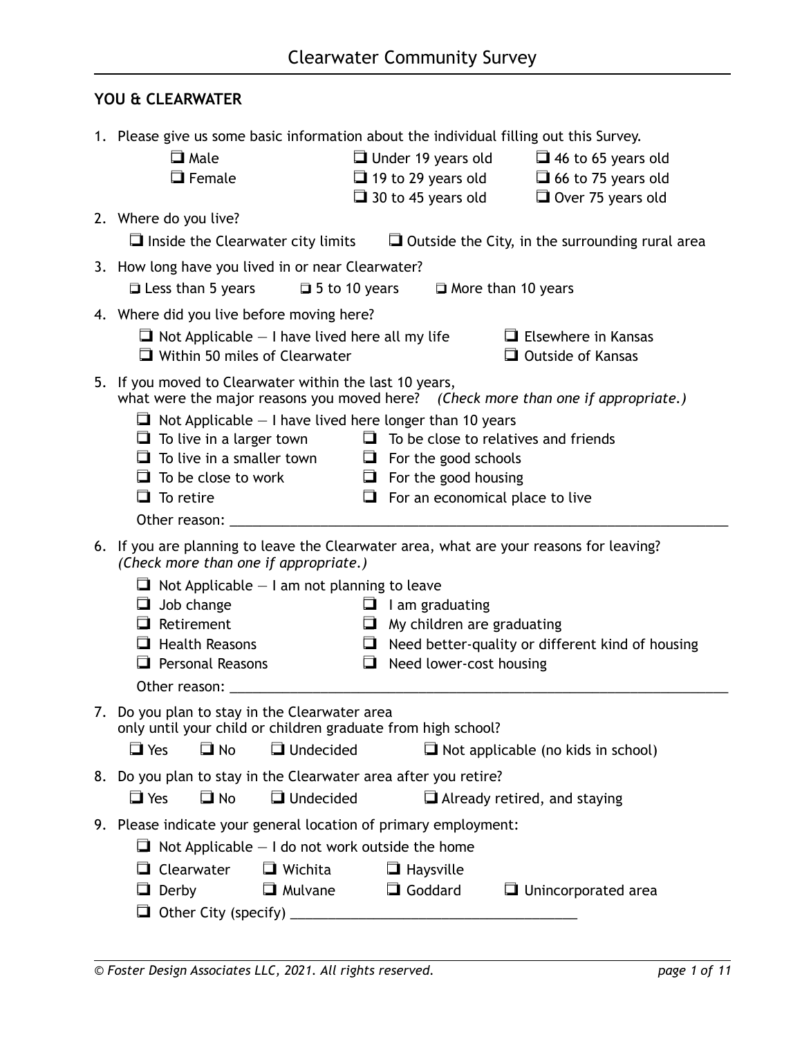## YOU & CLEARWATER

1. Please give us some basic information about the individual filling out this Survey.
   - ❑ Male
   - ❑ Female
   - ❑ Under 19 years old
   - ❑ 19 to 29 years old
   - ❑ 30 to 45 years old
   - ❑ 46 to 65 years old
   - ❑ 66 to 75 years old
   - ❑ Over 75 years old

2. Where do you live?
   - ❑ Inside the Clearwater city limits
   - ❑ Outside the City, in the surrounding rural area

3. How long have you lived in or near Clearwater?
   - ❑ Less than 5 years
   - ❑ 5 to 10 years
   - ❑ More than 10 years

4. Where did you live before moving here?
   - ❑ Not Applicable — I have lived here all my life
   - ❑ Within 50 miles of Clearwater
   - ❑ Elsewhere in Kansas
   - ❑ Outside of Kansas

5. If you moved to Clearwater within the last 10 years, what were the major reasons you moved here? *(Check more than one if appropriate.)*
   - ❑ Not Applicable — I have lived here longer than 10 years
   - ❑ To live in a larger town
   - ❑ To live in a smaller town
   - ❑ To be close to work
   - ❑ To retire
   - ❑ To be close to relatives and friends
   - ❑ For the good schools
   - ❑ For the good housing
   - ❑ For an economical place to live

   Other reason: ______________________________

6. If you are planning to leave the Clearwater area, what are your reasons for leaving? *(Check more than one if appropriate.)*
   - ❑ Not Applicable — I am not planning to leave
   - ❑ Job change
   - ❑ Retirement
   - ❑ Health Reasons
   - ❑ Personal Reasons
   - ❑ I am graduating
   - ❑ My children are graduating
   - ❑ Need better-quality or different kind of housing
   - ❑ Need lower-cost housing

   Other reason: ______________________________

7. Do you plan to stay in the Clearwater area only until your child or children graduate from high school?
   - ❑ Yes
   - ❑ No
   - ❑ Undecided
   - ❑ Not applicable (no kids in school)

8. Do you plan to stay in the Clearwater area after you retire?
   - ❑ Yes
   - ❑ No
   - ❑ Undecided
   - ❑ Already retired, and staying

9. Please indicate your general location of primary employment:
   - ❑ Not Applicable — I do not work outside the home
   - ❑ Clearwater
   - ❑ Wichita
   - ❑ Haysville
   - ❑ Derby
   - ❑ Mulvane
   - ❑ Goddard
   - ❑ Unincorporated area
   - ❑ Other City (specify) ______________________________

*© Foster Design Associates LLC, 2021. All rights reserved.*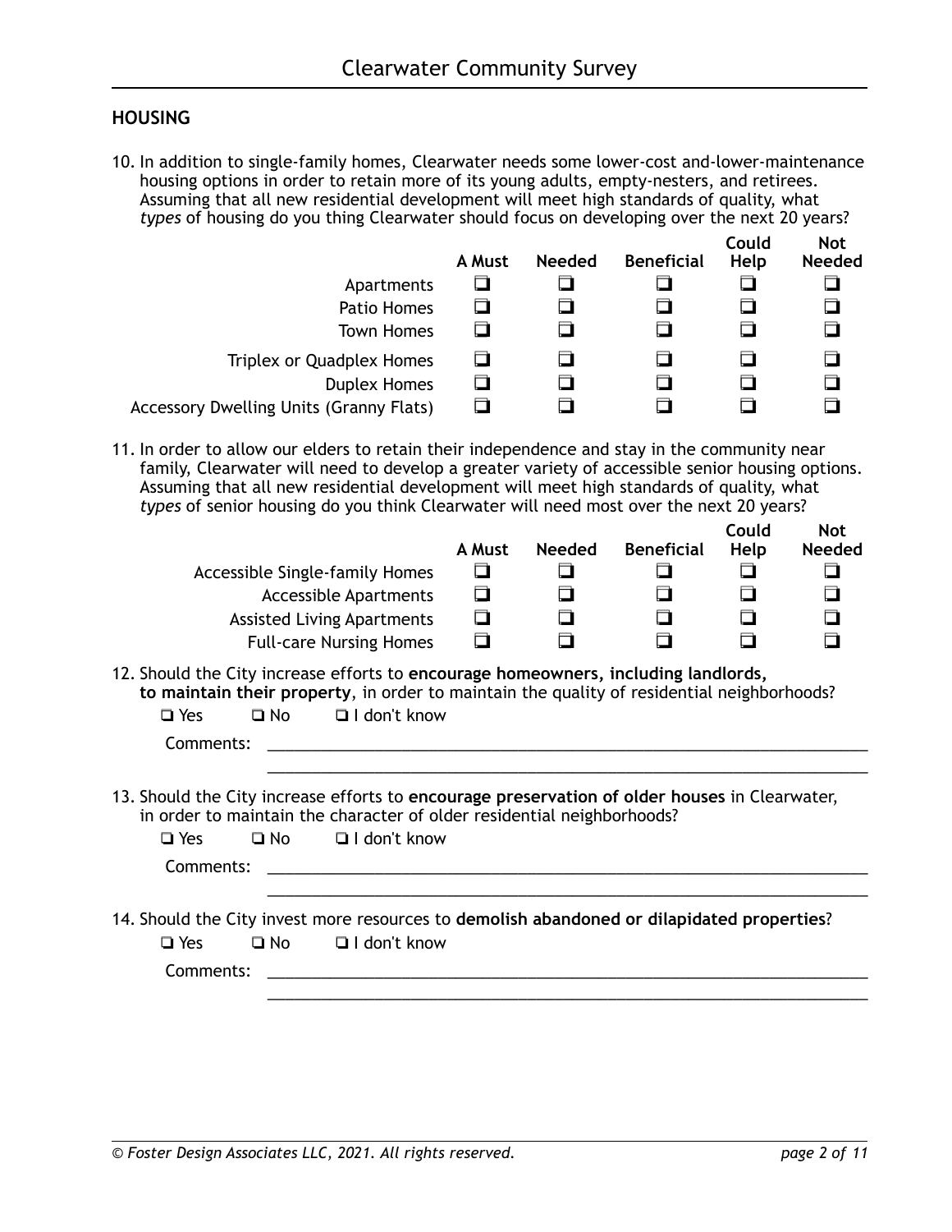## HOUSING

10. In addition to single-family homes, Clearwater needs some lower-cost and-lower-maintenance housing options in order to retain more of its young adults, empty-nesters, and retirees. Assuming that all new residential development will meet high standards of quality, what *types* of housing do you thing Clearwater should focus on developing over the next 20 years?

| | A Must | Needed | Beneficial | Could Help | Not Needed |
|---|---|---|---|---|---|
| Apartments | ❑ | ❑ | ❑ | ❑ | ❑ |
| Patio Homes | ❑ | ❑ | ❑ | ❑ | ❑ |
| Town Homes | ❑ | ❑ | ❑ | ❑ | ❑ |
| Triplex or Quadplex Homes | ❑ | ❑ | ❑ | ❑ | ❑ |
| Duplex Homes | ❑ | ❑ | ❑ | ❑ | ❑ |
| Accessory Dwelling Units (Granny Flats) | ❑ | ❑ | ❑ | ❑ | ❑ |

11. In order to allow our elders to retain their independence and stay in the community near family, Clearwater will need to develop a greater variety of accessible senior housing options. Assuming that all new residential development will meet high standards of quality, what *types* of senior housing do you think Clearwater will need most over the next 20 years?

| | A Must | Needed | Beneficial | Could Help | Not Needed |
|---|---|---|---|---|---|
| Accessible Single-family Homes | ❑ | ❑ | ❑ | ❑ | ❑ |
| Accessible Apartments | ❑ | ❑ | ❑ | ❑ | ❑ |
| Assisted Living Apartments | ❑ | ❑ | ❑ | ❑ | ❑ |
| Full-care Nursing Homes | ❑ | ❑ | ❑ | ❑ | ❑ |

12. Should the City increase efforts to **encourage homeowners, including landlords, to maintain their property**, in order to maintain the quality of residential neighborhoods?

❑ Yes ❑ No ❑ I don't know

Comments: ______________________________________________________________________

______________________________________________________________________

13. Should the City increase efforts to **encourage preservation of older houses** in Clearwater, in order to maintain the character of older residential neighborhoods?

❑ Yes ❑ No ❑ I don't know

Comments: ______________________________________________________________________

______________________________________________________________________

14. Should the City invest more resources to **demolish abandoned or dilapidated properties**?

❑ Yes ❑ No ❑ I don't know

Comments: ______________________________________________________________________

______________________________________________________________________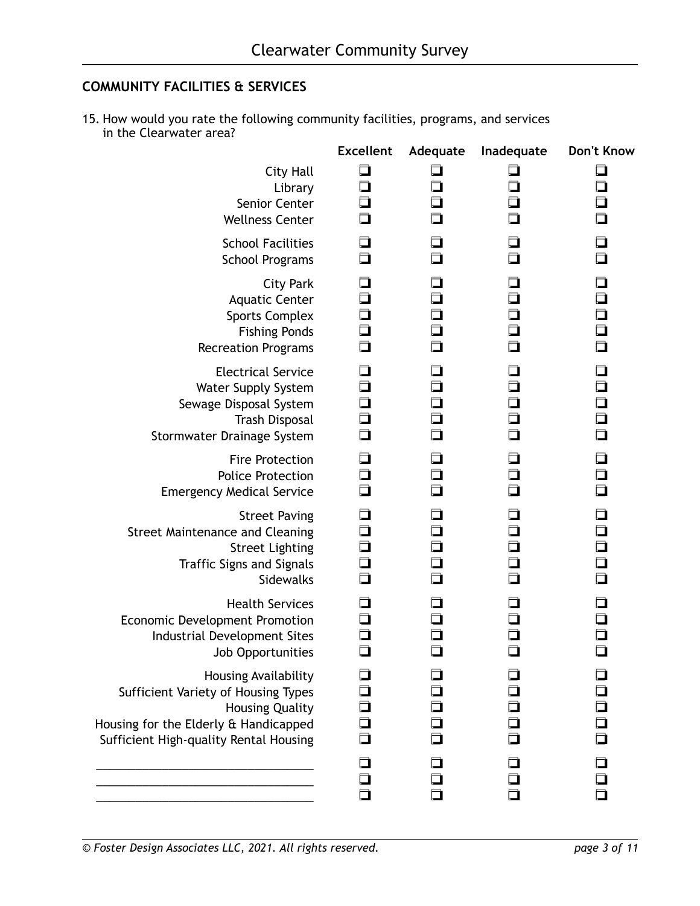## COMMUNITY FACILITIES & SERVICES

15. How would you rate the following community facilities, programs, and services in the Clearwater area?

| | Excellent | Adequate | Inadequate | Don't Know |
|---|---|---|---|---|
| City Hall | ❑ | ❑ | ❑ | ❑ |
| Library | ❑ | ❑ | ❑ | ❑ |
| Senior Center | ❑ | ❑ | ❑ | ❑ |
| Wellness Center | ❑ | ❑ | ❑ | ❑ |
| School Facilities | ❑ | ❑ | ❑ | ❑ |
| School Programs | ❑ | ❑ | ❑ | ❑ |
| City Park | ❑ | ❑ | ❑ | ❑ |
| Aquatic Center | ❑ | ❑ | ❑ | ❑ |
| Sports Complex | ❑ | ❑ | ❑ | ❑ |
| Fishing Ponds | ❑ | ❑ | ❑ | ❑ |
| Recreation Programs | ❑ | ❑ | ❑ | ❑ |
| Electrical Service | ❑ | ❑ | ❑ | ❑ |
| Water Supply System | ❑ | ❑ | ❑ | ❑ |
| Sewage Disposal System | ❑ | ❑ | ❑ | ❑ |
| Trash Disposal | ❑ | ❑ | ❑ | ❑ |
| Stormwater Drainage System | ❑ | ❑ | ❑ | ❑ |
| Fire Protection | ❑ | ❑ | ❑ | ❑ |
| Police Protection | ❑ | ❑ | ❑ | ❑ |
| Emergency Medical Service | ❑ | ❑ | ❑ | ❑ |
| Street Paving | ❑ | ❑ | ❑ | ❑ |
| Street Maintenance and Cleaning | ❑ | ❑ | ❑ | ❑ |
| Street Lighting | ❑ | ❑ | ❑ | ❑ |
| Traffic Signs and Signals | ❑ | ❑ | ❑ | ❑ |
| Sidewalks | ❑ | ❑ | ❑ | ❑ |
| Health Services | ❑ | ❑ | ❑ | ❑ |
| Economic Development Promotion | ❑ | ❑ | ❑ | ❑ |
| Industrial Development Sites | ❑ | ❑ | ❑ | ❑ |
| Job Opportunities | ❑ | ❑ | ❑ | ❑ |
| Housing Availability | ❑ | ❑ | ❑ | ❑ |
| Sufficient Variety of Housing Types | ❑ | ❑ | ❑ | ❑ |
| Housing Quality | ❑ | ❑ | ❑ | ❑ |
| Housing for the Elderly & Handicapped | ❑ | ❑ | ❑ | ❑ |
| Sufficient High-quality Rental Housing | ❑ | ❑ | ❑ | ❑ |
| ______________________________ | ❑ | ❑ | ❑ | ❑ |
| ______________________________ | ❑ | ❑ | ❑ | ❑ |
| ______________________________ | ❑ | ❑ | ❑ | ❑ |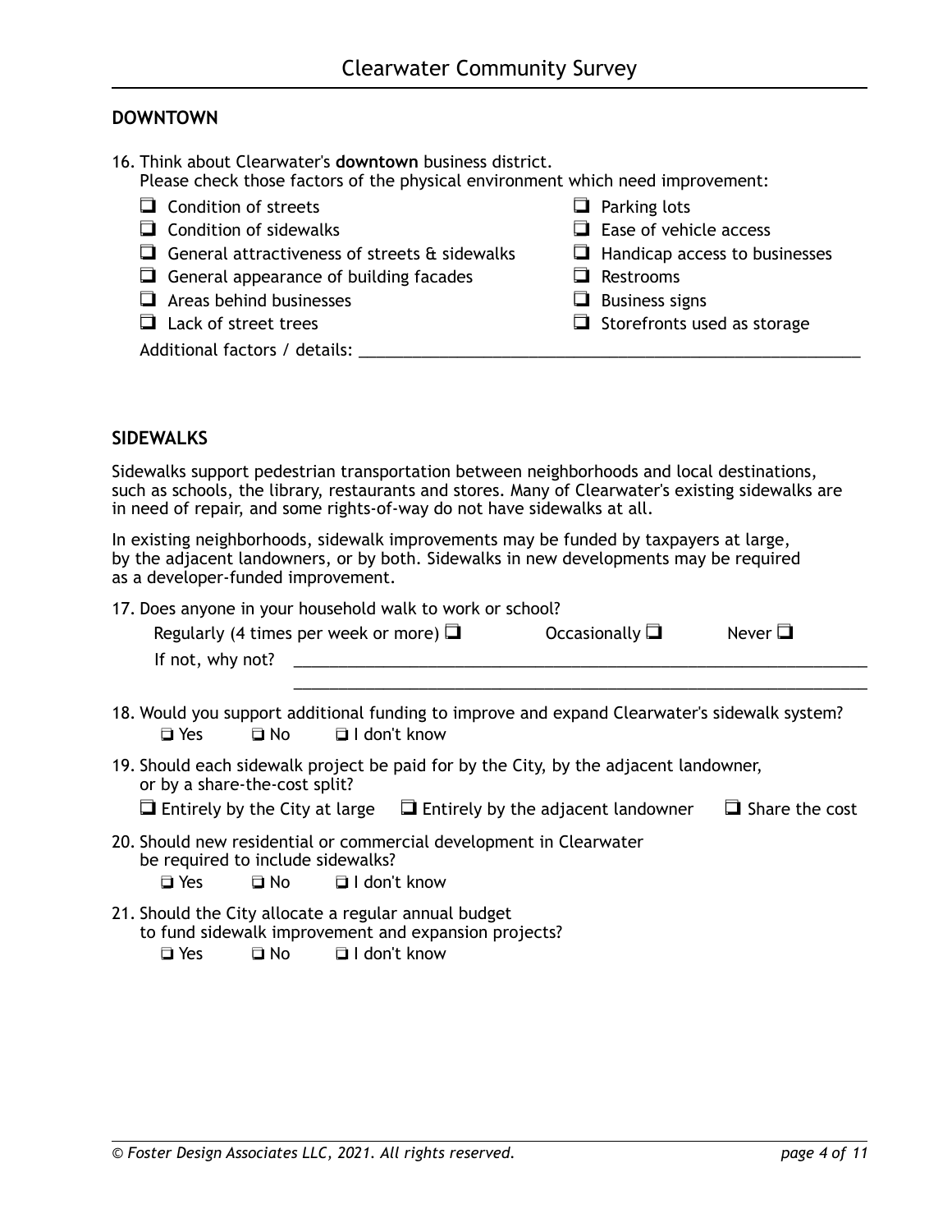## DOWNTOWN

16. Think about Clearwater's **downtown** business district.
    Please check those factors of the physical environment which need improvement:

- ❑ Condition of streets
- ❑ Condition of sidewalks
- ❑ General attractiveness of streets & sidewalks
- ❑ General appearance of building facades
- ❑ Areas behind businesses
- ❑ Lack of street trees
- ❑ Parking lots
- ❑ Ease of vehicle access
- ❑ Handicap access to businesses
- ❑ Restrooms
- ❑ Business signs
- ❑ Storefronts used as storage

Additional factors / details: ____________________________________________________________

## SIDEWALKS

Sidewalks support pedestrian transportation between neighborhoods and local destinations, such as schools, the library, restaurants and stores. Many of Clearwater's existing sidewalks are in need of repair, and some rights-of-way do not have sidewalks at all.

In existing neighborhoods, sidewalk improvements may be funded by taxpayers at large, by the adjacent landowners, or by both. Sidewalks in new developments may be required as a developer-funded improvement.

17. Does anyone in your household walk to work or school?
    Regularly (4 times per week or more) ❑ Occasionally ❑ Never ❑
    If not, why not? ____________________________________________________________
    ____________________________________________________________

18. Would you support additional funding to improve and expand Clearwater's sidewalk system?
    ❑ Yes ❑ No ❑ I don't know

19. Should each sidewalk project be paid for by the City, by the adjacent landowner, or by a share-the-cost split?
    ❑ Entirely by the City at large ❑ Entirely by the adjacent landowner ❑ Share the cost

20. Should new residential or commercial development in Clearwater be required to include sidewalks?
    ❑ Yes ❑ No ❑ I don't know

21. Should the City allocate a regular annual budget to fund sidewalk improvement and expansion projects?
    ❑ Yes ❑ No ❑ I don't know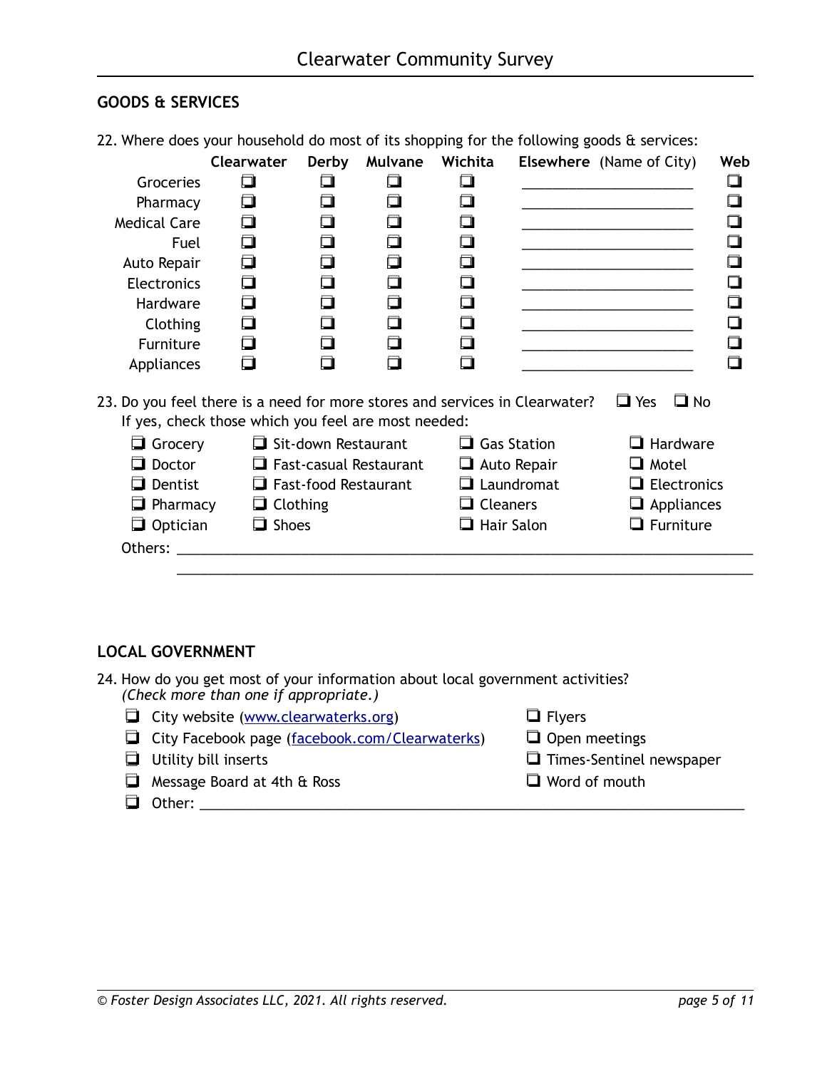## GOODS & SERVICES

22. Where does your household do most of its shopping for the following goods & services:

| | Clearwater | Derby | Mulvane | Wichita | Elsewhere (Name of City) | Web |
|---|---|---|---|---|---|---|
| Groceries | ❑ | ❑ | ❑ | ❑ | ____________________ | ❑ |
| Pharmacy | ❑ | ❑ | ❑ | ❑ | ____________________ | ❑ |
| Medical Care | ❑ | ❑ | ❑ | ❑ | ____________________ | ❑ |
| Fuel | ❑ | ❑ | ❑ | ❑ | ____________________ | ❑ |
| Auto Repair | ❑ | ❑ | ❑ | ❑ | ____________________ | ❑ |
| Electronics | ❑ | ❑ | ❑ | ❑ | ____________________ | ❑ |
| Hardware | ❑ | ❑ | ❑ | ❑ | ____________________ | ❑ |
| Clothing | ❑ | ❑ | ❑ | ❑ | ____________________ | ❑ |
| Furniture | ❑ | ❑ | ❑ | ❑ | ____________________ | ❑ |
| Appliances | ❑ | ❑ | ❑ | ❑ | ____________________ | ❑ |

23. Do you feel there is a need for more stores and services in Clearwater? ❑ Yes ❑ No

If yes, check those which you feel are most needed:

- ❑ Grocery
- ❑ Doctor
- ❑ Dentist
- ❑ Pharmacy
- ❑ Optician
- ❑ Sit-down Restaurant
- ❑ Fast-casual Restaurant
- ❑ Fast-food Restaurant
- ❑ Clothing
- ❑ Shoes
- ❑ Gas Station
- ❑ Auto Repair
- ❑ Laundromat
- ❑ Cleaners
- ❑ Hair Salon
- ❑ Hardware
- ❑ Motel
- ❑ Electronics
- ❑ Appliances
- ❑ Furniture

Others: ____________________________________________________________

____________________________________________________________

## LOCAL GOVERNMENT

24. How do you get most of your information about local government activities?
*(Check more than one if appropriate.)*

- ❑ City website (www.clearwaterks.org)
- ❑ City Facebook page (facebook.com/Clearwaterks)
- ❑ Utility bill inserts
- ❑ Message Board at 4th & Ross
- ❑ Flyers
- ❑ Open meetings
- ❑ Times-Sentinel newspaper
- ❑ Word of mouth
- ❑ Other: ____________________________________________________________

*© Foster Design Associates LLC, 2021. All rights reserved.*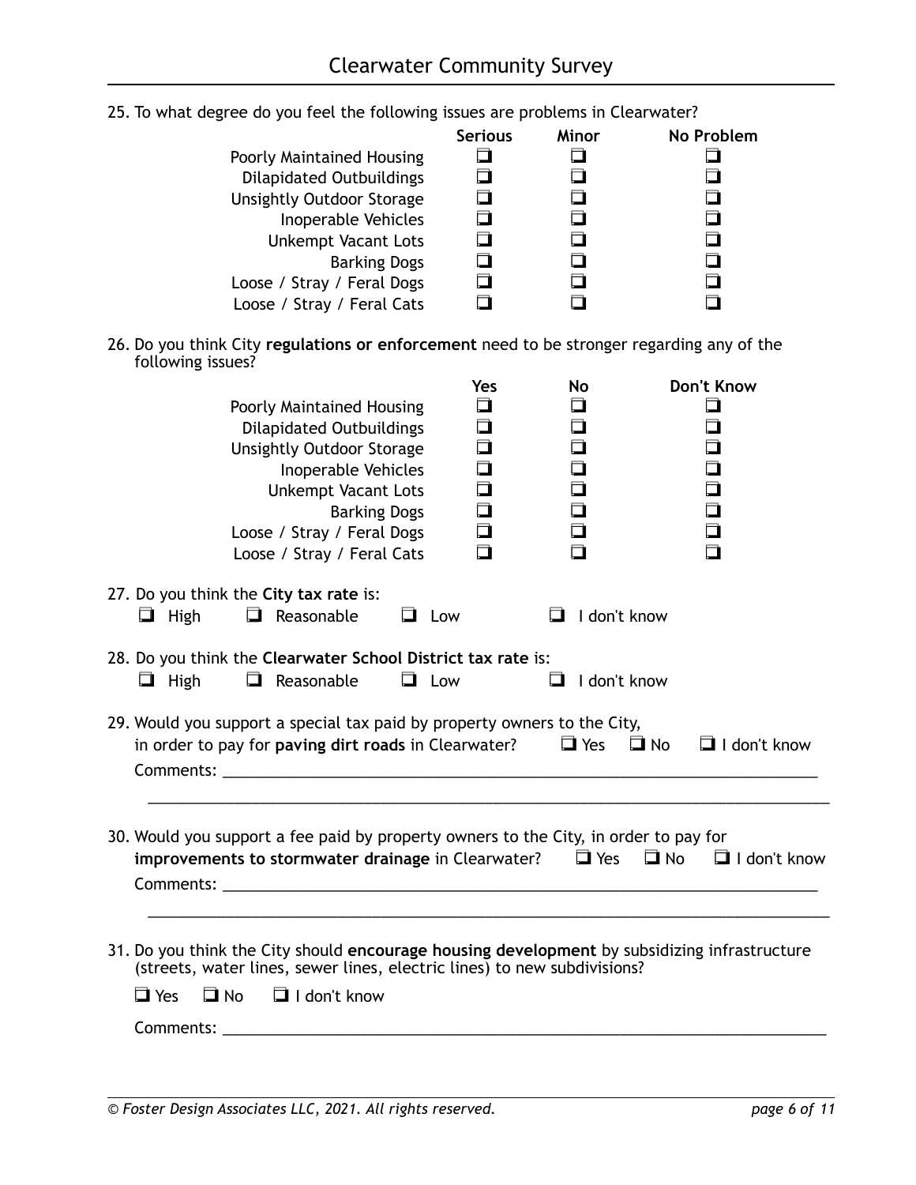25. To what degree do you feel the following issues are problems in Clearwater?

| | Serious | Minor | No Problem |
|---|---|---|---|
| Poorly Maintained Housing | ❑ | ❑ | ❑ |
| Dilapidated Outbuildings | ❑ | ❑ | ❑ |
| Unsightly Outdoor Storage | ❑ | ❑ | ❑ |
| Inoperable Vehicles | ❑ | ❑ | ❑ |
| Unkempt Vacant Lots | ❑ | ❑ | ❑ |
| Barking Dogs | ❑ | ❑ | ❑ |
| Loose / Stray / Feral Dogs | ❑ | ❑ | ❑ |
| Loose / Stray / Feral Cats | ❑ | ❑ | ❑ |

26. Do you think City **regulations or enforcement** need to be stronger regarding any of the following issues?

| | Yes | No | Don't Know |
|---|---|---|---|
| Poorly Maintained Housing | ❑ | ❑ | ❑ |
| Dilapidated Outbuildings | ❑ | ❑ | ❑ |
| Unsightly Outdoor Storage | ❑ | ❑ | ❑ |
| Inoperable Vehicles | ❑ | ❑ | ❑ |
| Unkempt Vacant Lots | ❑ | ❑ | ❑ |
| Barking Dogs | ❑ | ❑ | ❑ |
| Loose / Stray / Feral Dogs | ❑ | ❑ | ❑ |
| Loose / Stray / Feral Cats | ❑ | ❑ | ❑ |

27. Do you think the **City tax rate** is:

❑ High ❑ Reasonable ❑ Low ❑ I don't know

28. Do you think the **Clearwater School District tax rate** is:

❑ High ❑ Reasonable ❑ Low ❑ I don't know

29. Would you support a special tax paid by property owners to the City, in order to pay for **paving dirt roads** in Clearwater? ❑ Yes ❑ No ❑ I don't know

Comments: ____________________________________________________________

____________________________________________________________

30. Would you support a fee paid by property owners to the City, in order to pay for **improvements to stormwater drainage** in Clearwater? ❑ Yes ❑ No ❑ I don't know

Comments: ____________________________________________________________

____________________________________________________________

31. Do you think the City should **encourage housing development** by subsidizing infrastructure (streets, water lines, sewer lines, electric lines) to new subdivisions?

❑ Yes ❑ No ❑ I don't know

Comments: ____________________________________________________________

*© Foster Design Associates LLC, 2021. All rights reserved.*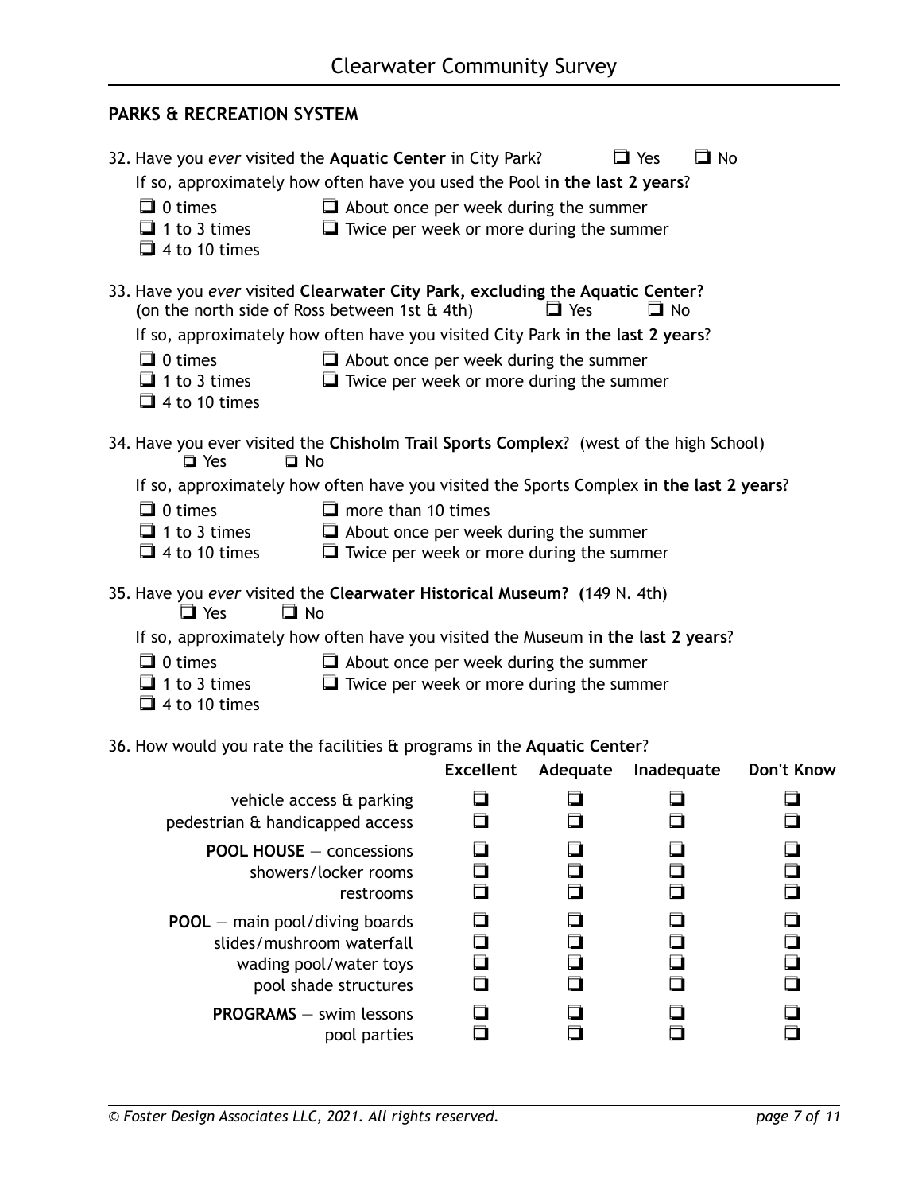## PARKS & RECREATION SYSTEM

32. Have you *ever* visited the **Aquatic Center** in City Park? ❑ Yes ❑ No

    If so, approximately how often have you used the Pool **in the last 2 years**?

    - ❑ 0 times
    - ❑ 1 to 3 times
    - ❑ 4 to 10 times
    - ❑ About once per week during the summer
    - ❑ Twice per week or more during the summer

33. Have you *ever* visited **Clearwater City Park, excluding the Aquatic Center?** (on the north side of Ross between 1st & 4th) ❑ Yes ❑ No

    If so, approximately how often have you visited City Park **in the last 2 years**?

    - ❑ 0 times
    - ❑ 1 to 3 times
    - ❑ 4 to 10 times
    - ❑ About once per week during the summer
    - ❑ Twice per week or more during the summer

34. Have you ever visited the **Chisholm Trail Sports Complex**? (west of the high School) ❑ Yes ❑ No

    If so, approximately how often have you visited the Sports Complex **in the last 2 years**?

    - ❑ 0 times
    - ❑ 1 to 3 times
    - ❑ 4 to 10 times
    - ❑ more than 10 times
    - ❑ About once per week during the summer
    - ❑ Twice per week or more during the summer

35. Have you *ever* visited the **Clearwater Historical Museum?** (149 N. 4th) ❑ Yes ❑ No

    If so, approximately how often have you visited the Museum **in the last 2 years**?

    - ❑ 0 times
    - ❑ 1 to 3 times
    - ❑ 4 to 10 times
    - ❑ About once per week during the summer
    - ❑ Twice per week or more during the summer

36. How would you rate the facilities & programs in the **Aquatic Center**?

| | Excellent | Adequate | Inadequate | Don't Know |
|---|---|---|---|---|
| vehicle access & parking | ❑ | ❑ | ❑ | ❑ |
| pedestrian & handicapped access | ❑ | ❑ | ❑ | ❑ |
| **POOL HOUSE** — concessions | ❑ | ❑ | ❑ | ❑ |
| showers/locker rooms | ❑ | ❑ | ❑ | ❑ |
| restrooms | ❑ | ❑ | ❑ | ❑ |
| **POOL** — main pool/diving boards | ❑ | ❑ | ❑ | ❑ |
| slides/mushroom waterfall | ❑ | ❑ | ❑ | ❑ |
| wading pool/water toys | ❑ | ❑ | ❑ | ❑ |
| pool shade structures | ❑ | ❑ | ❑ | ❑ |
| **PROGRAMS** — swim lessons | ❑ | ❑ | ❑ | ❑ |
| pool parties | ❑ | ❑ | ❑ | ❑ |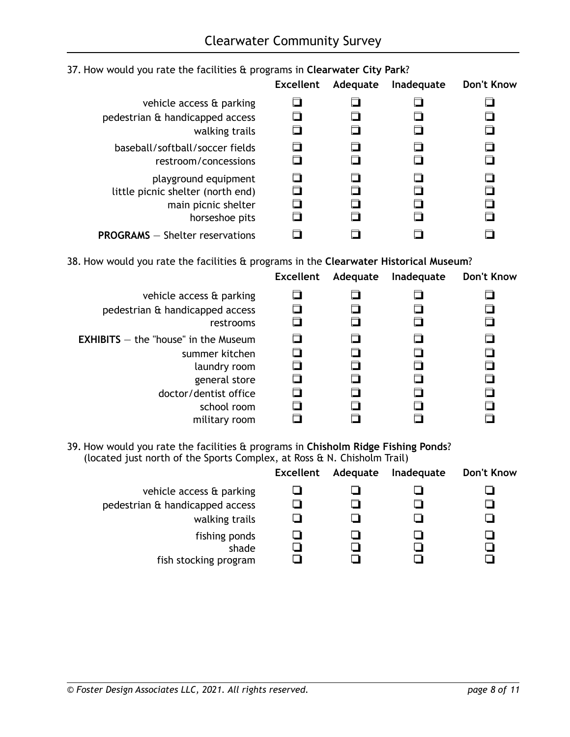37. How would you rate the facilities & programs in **Clearwater City Park**?

| | Excellent | Adequate | Inadequate | Don't Know |
|---|---|---|---|---|
| vehicle access & parking | ❑ | ❑ | ❑ | ❑ |
| pedestrian & handicapped access | ❑ | ❑ | ❑ | ❑ |
| walking trails | ❑ | ❑ | ❑ | ❑ |
| baseball/softball/soccer fields | ❑ | ❑ | ❑ | ❑ |
| restroom/concessions | ❑ | ❑ | ❑ | ❑ |
| playground equipment | ❑ | ❑ | ❑ | ❑ |
| little picnic shelter (north end) | ❑ | ❑ | ❑ | ❑ |
| main picnic shelter | ❑ | ❑ | ❑ | ❑ |
| horseshoe pits | ❑ | ❑ | ❑ | ❑ |
| **PROGRAMS** — Shelter reservations | ❑ | ❑ | ❑ | ❑ |

38. How would you rate the facilities & programs in the **Clearwater Historical Museum**?

| | Excellent | Adequate | Inadequate | Don't Know |
|---|---|---|---|---|
| vehicle access & parking | ❑ | ❑ | ❑ | ❑ |
| pedestrian & handicapped access | ❑ | ❑ | ❑ | ❑ |
| restrooms | ❑ | ❑ | ❑ | ❑ |
| **EXHIBITS** — the "house" in the Museum | ❑ | ❑ | ❑ | ❑ |
| summer kitchen | ❑ | ❑ | ❑ | ❑ |
| laundry room | ❑ | ❑ | ❑ | ❑ |
| general store | ❑ | ❑ | ❑ | ❑ |
| doctor/dentist office | ❑ | ❑ | ❑ | ❑ |
| school room | ❑ | ❑ | ❑ | ❑ |
| military room | ❑ | ❑ | ❑ | ❑ |

39. How would you rate the facilities & programs in **Chisholm Ridge Fishing Ponds**?
(located just north of the Sports Complex, at Ross & N. Chisholm Trail)

| | Excellent | Adequate | Inadequate | Don't Know |
|---|---|---|---|---|
| vehicle access & parking | ❑ | ❑ | ❑ | ❑ |
| pedestrian & handicapped access | ❑ | ❑ | ❑ | ❑ |
| walking trails | ❑ | ❑ | ❑ | ❑ |
| fishing ponds | ❑ | ❑ | ❑ | ❑ |
| shade | ❑ | ❑ | ❑ | ❑ |
| fish stocking program | ❑ | ❑ | ❑ | ❑ |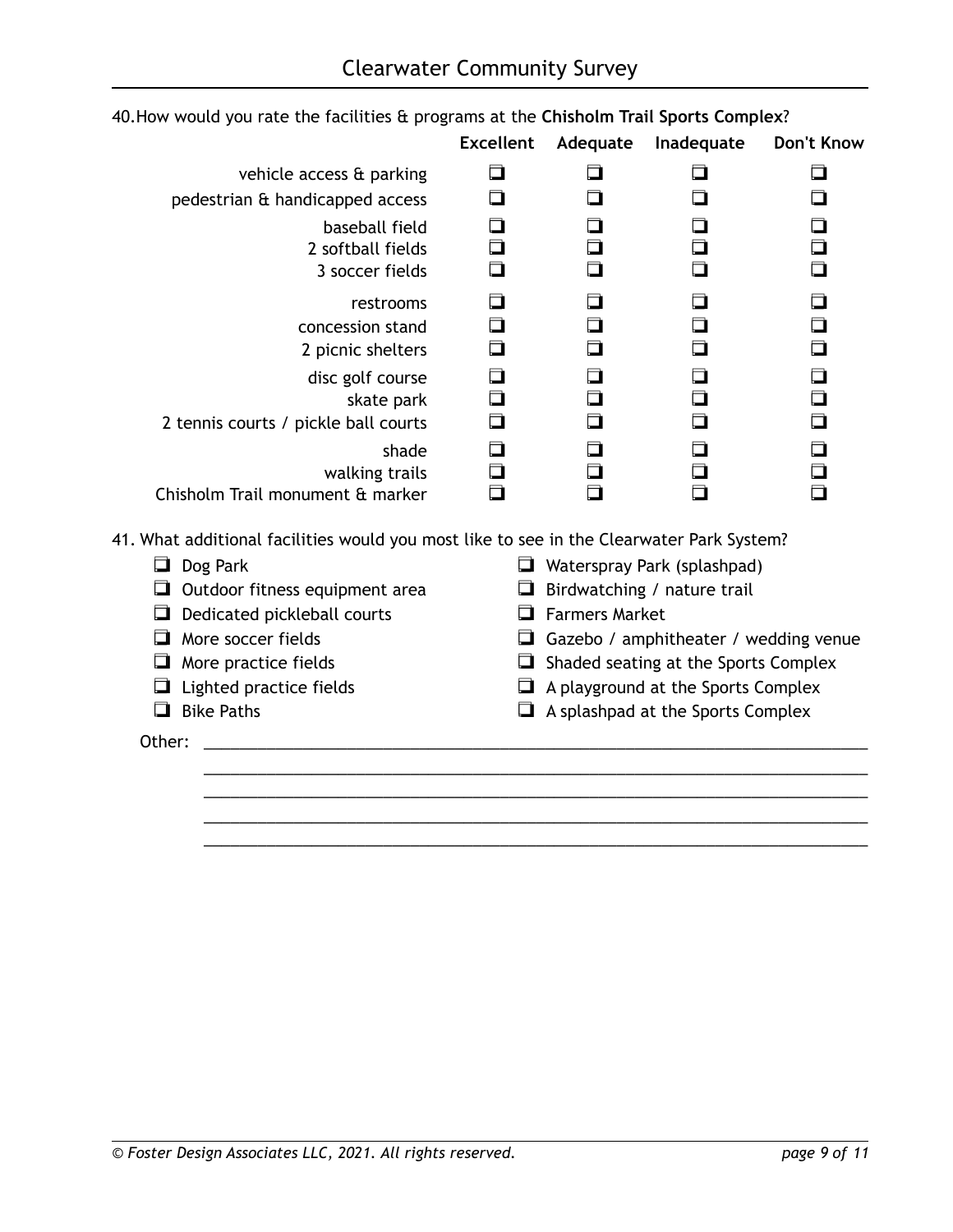40. How would you rate the facilities & programs at the **Chisholm Trail Sports Complex**?

| | Excellent | Adequate | Inadequate | Don't Know |
|---|---|---|---|---|
| vehicle access & parking | ❑ | ❑ | ❑ | ❑ |
| pedestrian & handicapped access | ❑ | ❑ | ❑ | ❑ |
| baseball field | ❑ | ❑ | ❑ | ❑ |
| 2 softball fields | ❑ | ❑ | ❑ | ❑ |
| 3 soccer fields | ❑ | ❑ | ❑ | ❑ |
| restrooms | ❑ | ❑ | ❑ | ❑ |
| concession stand | ❑ | ❑ | ❑ | ❑ |
| 2 picnic shelters | ❑ | ❑ | ❑ | ❑ |
| disc golf course | ❑ | ❑ | ❑ | ❑ |
| skate park | ❑ | ❑ | ❑ | ❑ |
| 2 tennis courts / pickle ball courts | ❑ | ❑ | ❑ | ❑ |
| shade | ❑ | ❑ | ❑ | ❑ |
| walking trails | ❑ | ❑ | ❑ | ❑ |
| Chisholm Trail monument & marker | ❑ | ❑ | ❑ | ❑ |

41. What additional facilities would you most like to see in the Clearwater Park System?

- ❑ Dog Park
- ❑ Outdoor fitness equipment area
- ❑ Dedicated pickleball courts
- ❑ More soccer fields
- ❑ More practice fields
- ❑ Lighted practice fields
- ❑ Bike Paths
- ❑ Waterspray Park (splashpad)
- ❑ Birdwatching / nature trail
- ❑ Farmers Market
- ❑ Gazebo / amphitheater / wedding venue
- ❑ Shaded seating at the Sports Complex
- ❑ A playground at the Sports Complex
- ❑ A splashpad at the Sports Complex

Other: ____________________________________________________________________________

____________________________________________________________________________

____________________________________________________________________________

____________________________________________________________________________

____________________________________________________________________________

*© Foster Design Associates LLC, 2021. All rights reserved.*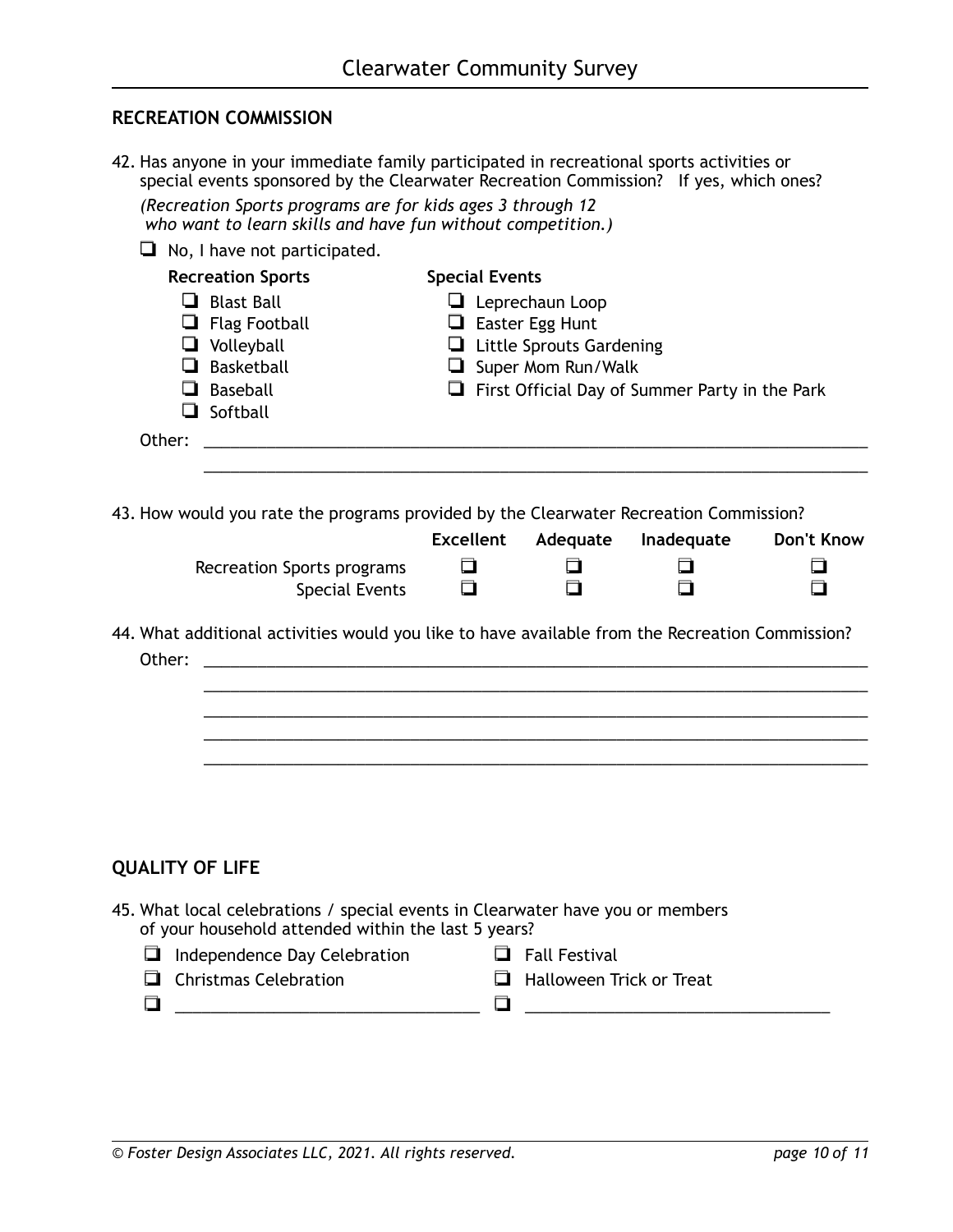## RECREATION COMMISSION

42. Has anyone in your immediate family participated in recreational sports activities or special events sponsored by the Clearwater Recreation Commission? If yes, which ones?

    *(Recreation Sports programs are for kids ages 3 through 12 who want to learn skills and have fun without competition.)*

    ❑ No, I have not participated.

    **Recreation Sports**

    ❑ Blast Ball
    ❑ Flag Football
    ❑ Volleyball
    ❑ Basketball
    ❑ Baseball
    ❑ Softball

    **Special Events**

    ❑ Leprechaun Loop
    ❑ Easter Egg Hunt
    ❑ Little Sprouts Gardening
    ❑ Super Mom Run/Walk
    ❑ First Official Day of Summer Party in the Park

    Other: ______________________________________________________________________________

    ______________________________________________________________________________

43. How would you rate the programs provided by the Clearwater Recreation Commission?

| | Excellent | Adequate | Inadequate | Don't Know |
|---|---|---|---|---|
| Recreation Sports programs | ❑ | ❑ | ❑ | ❑ |
| Special Events | ❑ | ❑ | ❑ | ❑ |

44. What additional activities would you like to have available from the Recreation Commission?

    Other: ______________________________________________________________________________

    ______________________________________________________________________________

    ______________________________________________________________________________

    ______________________________________________________________________________

    ______________________________________________________________________________

## QUALITY OF LIFE

45. What local celebrations / special events in Clearwater have you or members of your household attended within the last 5 years?

    ❑ Independence Day Celebration
    ❑ Christmas Celebration
    ❑ __________________________________
    ❑ Fall Festival
    ❑ Halloween Trick or Treat
    ❑ __________________________________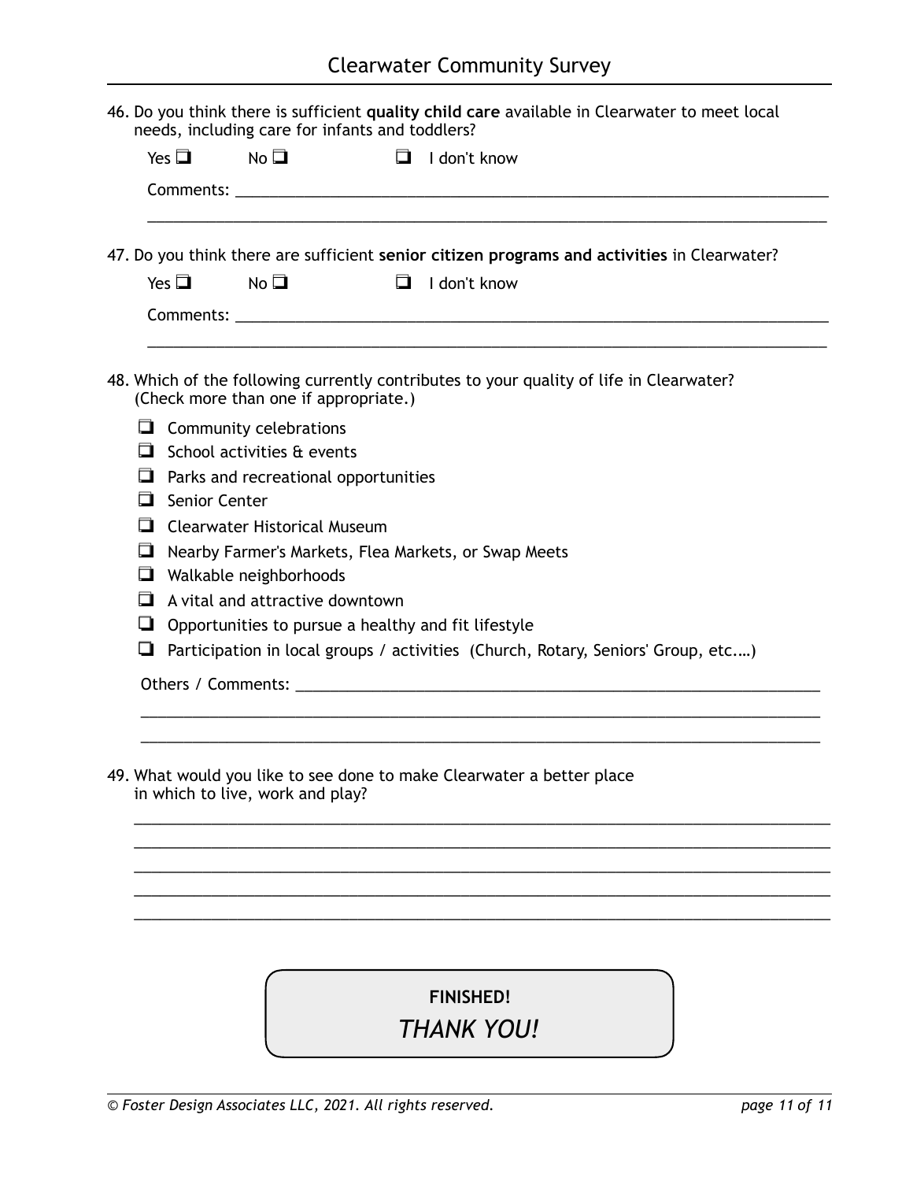46. Do you think there is sufficient **quality child care** available in Clearwater to meet local needs, including care for infants and toddlers?

    Yes ❑ No ❑ ❑ I don't know

    Comments: ______________________________________________________________________

    ______________________________________________________________________

47. Do you think there are sufficient **senior citizen programs and activities** in Clearwater?

    Yes ❑ No ❑ ❑ I don't know

    Comments: ______________________________________________________________________

    ______________________________________________________________________

48. Which of the following currently contributes to your quality of life in Clearwater? (Check more than one if appropriate.)

    ❑ Community celebrations
    ❑ School activities & events
    ❑ Parks and recreational opportunities
    ❑ Senior Center
    ❑ Clearwater Historical Museum
    ❑ Nearby Farmer's Markets, Flea Markets, or Swap Meets
    ❑ Walkable neighborhoods
    ❑ A vital and attractive downtown
    ❑ Opportunities to pursue a healthy and fit lifestyle
    ❑ Participation in local groups / activities (Church, Rotary, Seniors' Group, etc.…)

    Others / Comments: ______________________________________________________________

    ______________________________________________________________________

    ______________________________________________________________________

49. What would you like to see done to make Clearwater a better place in which to live, work and play?

    ______________________________________________________________________

    ______________________________________________________________________

    ______________________________________________________________________

    ______________________________________________________________________

    ______________________________________________________________________

**FINISHED!**

*THANK YOU!*

*© Foster Design Associates LLC, 2021. All rights reserved.*